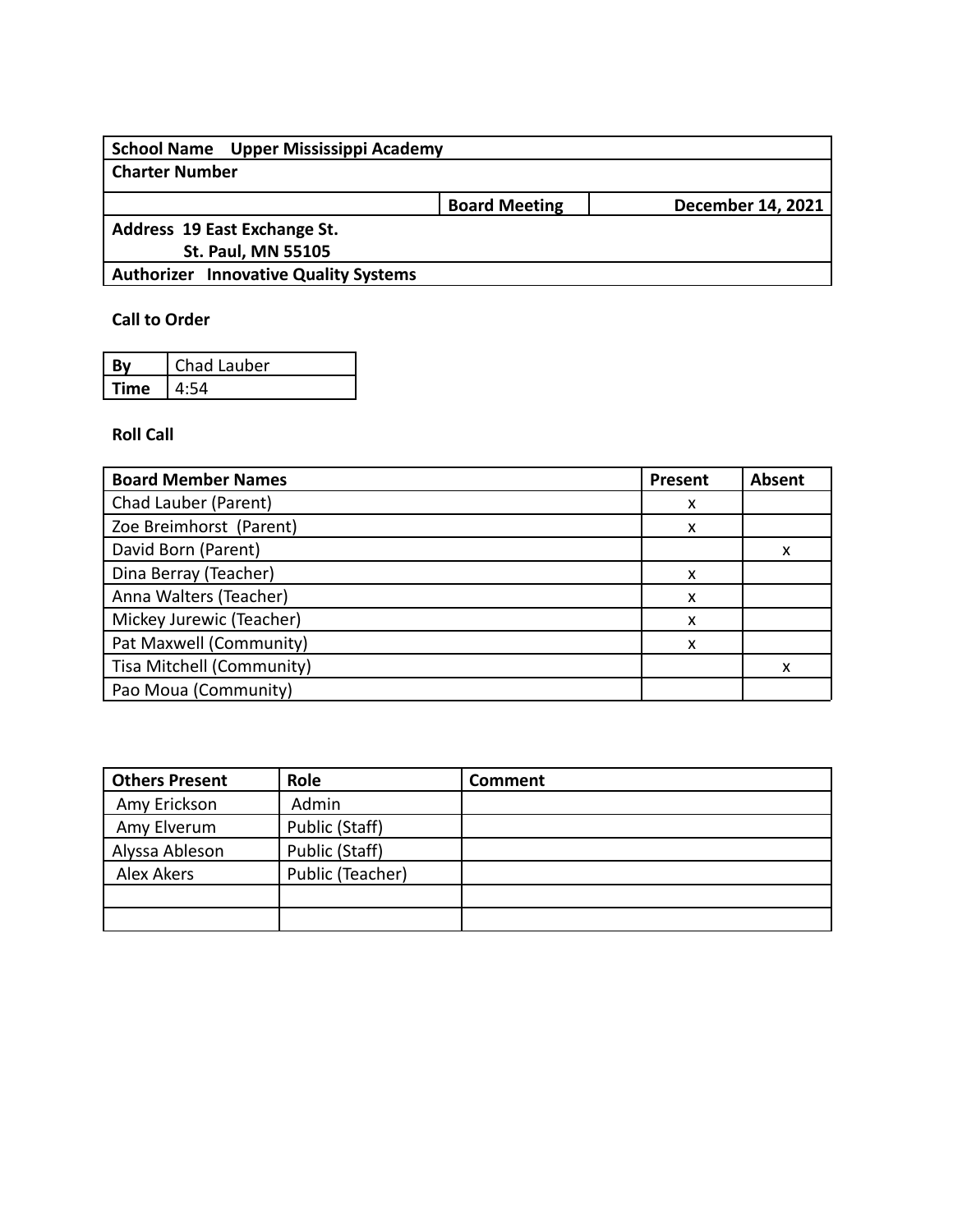| School Name Upper Mississippi Academy | | |
| --- | --- | --- |
| Charter Number | | |
| | Board Meeting | December 14, 2021 |
| Address 19 East Exchange St.<br>St. Paul, MN 55105 | | |
| Authorizer Innovative Quality Systems | | |

**Call to Order**

| By | Chad Lauber |
| --- | --- |
| Time | 4:54 |

**Roll Call**

| Board Member Names | Present | Absent |
| --- | --- | --- |
| Chad Lauber (Parent) | x | |
| Zoe Breimhorst (Parent) | x | |
| David Born (Parent) | | x |
| Dina Berray (Teacher) | x | |
| Anna Walters (Teacher) | x | |
| Mickey Jurewic (Teacher) | x | |
| Pat Maxwell (Community) | x | |
| Tisa Mitchell (Community) | | x |
| Pao Moua (Community) | | |

| Others Present | Role | Comment |
| --- | --- | --- |
| Amy Erickson | Admin | |
| Amy Elverum | Public (Staff) | |
| Alyssa Ableson | Public (Staff) | |
| Alex Akers | Public (Teacher) | |
| | | |
| | | |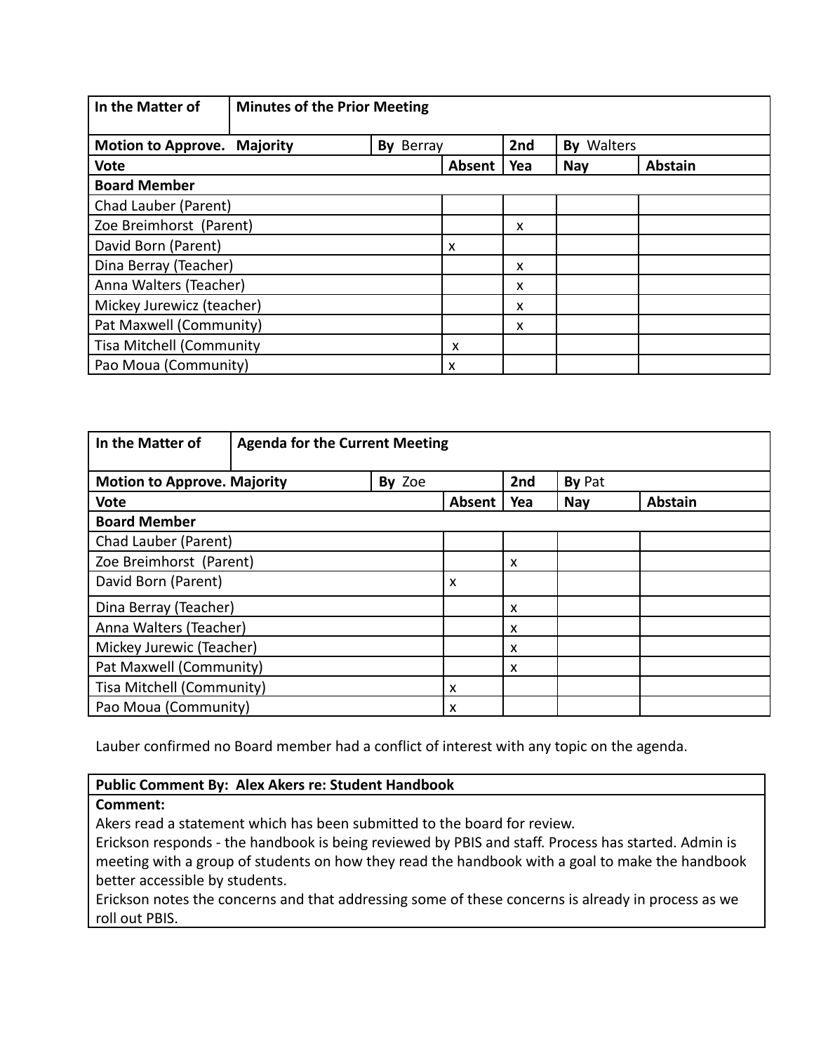| In the Matter of | Minutes of the Prior Meeting | | | | |
|---|---|---|---|---|---|
| **Motion to Approve. Majority** | | **By** Berray | **2nd** | **By** Walters | |
| **Vote** | | **Absent** | **Yea** | **Nay** | **Abstain** |
| **Board Member** | | | | | |
| Chad Lauber (Parent) | | | | | |
| Zoe Breimhorst (Parent) | | | x | | |
| David Born (Parent) | | x | | | |
| Dina Berray (Teacher) | | | x | | |
| Anna Walters (Teacher) | | | x | | |
| Mickey Jurewicz (teacher) | | | x | | |
| Pat Maxwell (Community) | | | x | | |
| Tisa Mitchell (Community | | x | | | |
| Pao Moua (Community) | | x | | | |

| In the Matter of | Agenda for the Current Meeting | | | | |
|---|---|---|---|---|---|
| **Motion to Approve. Majority** | | **By** Zoe | **2nd** | **By** Pat | |
| **Vote** | | **Absent** | **Yea** | **Nay** | **Abstain** |
| **Board Member** | | | | | |
| Chad Lauber (Parent) | | | | | |
| Zoe Breimhorst (Parent) | | | x | | |
| David Born (Parent) | | x | | | |
| Dina Berray (Teacher) | | | x | | |
| Anna Walters (Teacher) | | | x | | |
| Mickey Jurewic (Teacher) | | | x | | |
| Pat Maxwell (Community) | | | x | | |
| Tisa Mitchell (Community) | | x | | | |
| Pao Moua (Community) | | x | | | |

Lauber confirmed no Board member had a conflict of interest with any topic on the agenda.

| **Public Comment By: Alex Akers re: Student Handbook** |
|---|
| **Comment:**<br>Akers read a statement which has been submitted to the board for review.<br>Erickson responds - the handbook is being reviewed by PBIS and staff. Process has started. Admin is meeting with a group of students on how they read the handbook with a goal to make the handbook better accessible by students.<br>Erickson notes the concerns and that addressing some of these concerns is already in process as we roll out PBIS. |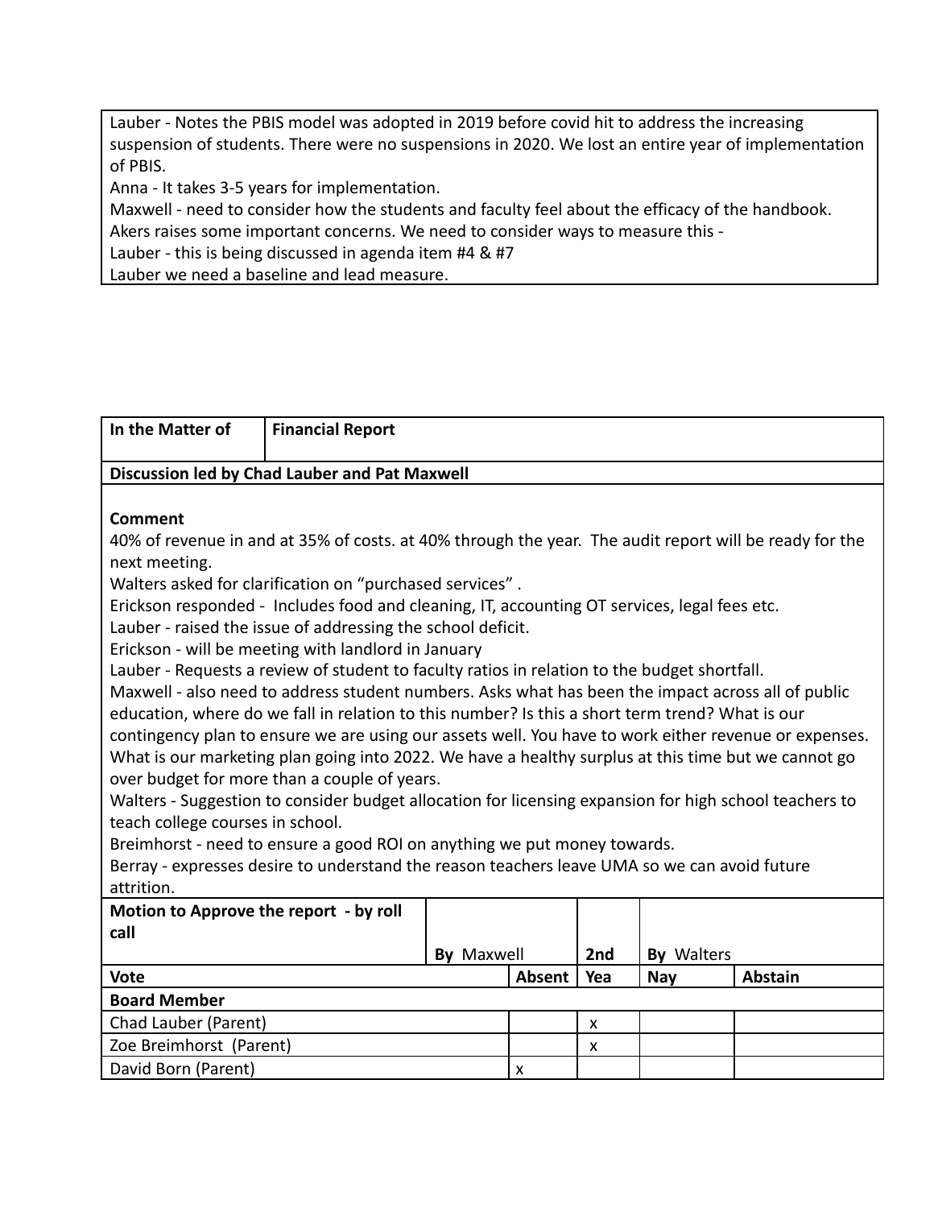Lauber - Notes the PBIS model was adopted in 2019 before covid hit to address the increasing suspension of students. There were no suspensions in 2020. We lost an entire year of implementation of PBIS.
Anna - It takes 3-5 years for implementation.
Maxwell - need to consider how the students and faculty feel about the efficacy of the handbook. Akers raises some important concerns. We need to consider ways to measure this -
Lauber - this is being discussed in agenda item #4 & #7
Lauber we need a baseline and lead measure.

| In the Matter of | Financial Report |
|---|---|

**Discussion led by Chad Lauber and Pat Maxwell**

**Comment**

40% of revenue in and at 35% of costs. at 40% through the year. The audit report will be ready for the next meeting.
Walters asked for clarification on "purchased services" .
Erickson responded - Includes food and cleaning, IT, accounting OT services, legal fees etc.
Lauber - raised the issue of addressing the school deficit.
Erickson - will be meeting with landlord in January
Lauber - Requests a review of student to faculty ratios in relation to the budget shortfall.
Maxwell - also need to address student numbers. Asks what has been the impact across all of public education, where do we fall in relation to this number? Is this a short term trend? What is our contingency plan to ensure we are using our assets well. You have to work either revenue or expenses. What is our marketing plan going into 2022. We have a healthy surplus at this time but we cannot go over budget for more than a couple of years.
Walters - Suggestion to consider budget allocation for licensing expansion for high school teachers to teach college courses in school.
Breimhorst - need to ensure a good ROI on anything we put money towards.
Berray - expresses desire to understand the reason teachers leave UMA so we can avoid future attrition.

| Motion to Approve the report - by roll call | By Maxwell | 2nd | By Walters | |
|---|---|---|---|---|
| **Vote** | **Absent** | **Yea** | **Nay** | **Abstain** |
| **Board Member** | | | | |
| Chad Lauber (Parent) | | x | | |
| Zoe Breimhorst (Parent) | | x | | |
| David Born (Parent) | x | | | |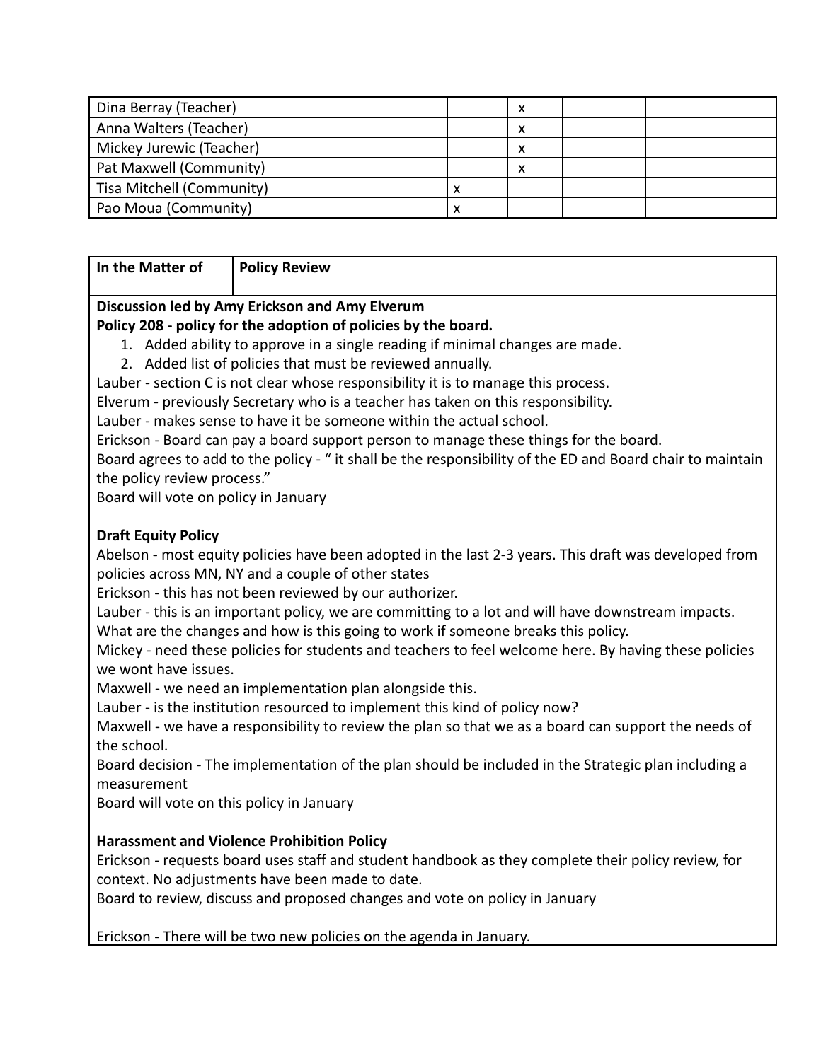| | | | | |
|---|---|---|---|---|
| Dina Berray (Teacher) | | x | | |
| Anna Walters (Teacher) | | x | | |
| Mickey Jurewic (Teacher) | | x | | |
| Pat Maxwell (Community) | | x | | |
| Tisa Mitchell (Community) | x | | | |
| Pao Moua (Community) | x | | | |

| In the Matter of | Policy Review |
|---|---|

**Discussion led by Amy Erickson and Amy Elverum**

**Policy 208 - policy for the adoption of policies by the board.**

1. Added ability to approve in a single reading if minimal changes are made.
2. Added list of policies that must be reviewed annually.

Lauber - section C is not clear whose responsibility it is to manage this process.

Elverum - previously Secretary who is a teacher has taken on this responsibility.

Lauber - makes sense to have it be someone within the actual school.

Erickson - Board can pay a board support person to manage these things for the board.

Board agrees to add to the policy - " it shall be the responsibility of the ED and Board chair to maintain the policy review process."

Board will vote on policy in January

**Draft Equity Policy**

Abelson - most equity policies have been adopted in the last 2-3 years. This draft was developed from policies across MN, NY and a couple of other states

Erickson - this has not been reviewed by our authorizer.

Lauber - this is an important policy, we are committing to a lot and will have downstream impacts. What are the changes and how is this going to work if someone breaks this policy.

Mickey - need these policies for students and teachers to feel welcome here. By having these policies we wont have issues.

Maxwell - we need an implementation plan alongside this.

Lauber - is the institution resourced to implement this kind of policy now?

Maxwell - we have a responsibility to review the plan so that we as a board can support the needs of the school.

Board decision - The implementation of the plan should be included in the Strategic plan including a measurement

Board will vote on this policy in January

**Harassment and Violence Prohibition Policy**

Erickson - requests board uses staff and student handbook as they complete their policy review, for context. No adjustments have been made to date.

Board to review, discuss and proposed changes and vote on policy in January

Erickson - There will be two new policies on the agenda in January.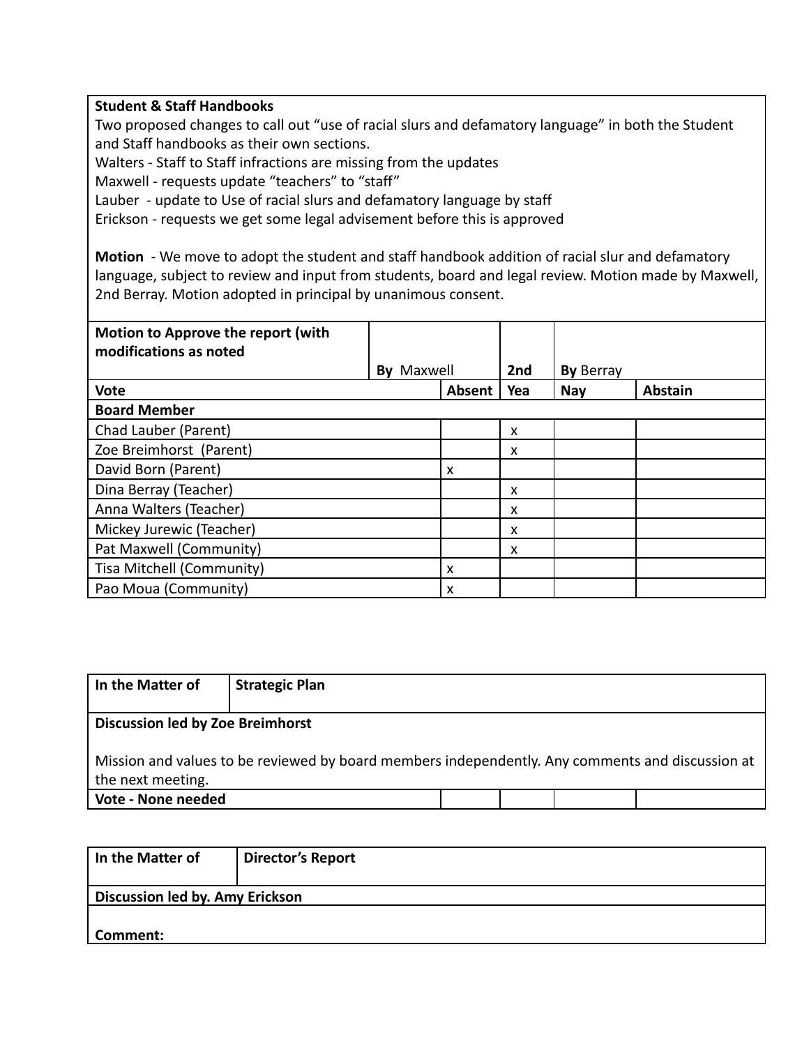**Student & Staff Handbooks**

Two proposed changes to call out "use of racial slurs and defamatory language" in both the Student and Staff handbooks as their own sections.

Walters - Staff to Staff infractions are missing from the updates

Maxwell - requests update "teachers" to "staff"

Lauber - update to Use of racial slurs and defamatory language by staff

Erickson - requests we get some legal advisement before this is approved

**Motion** - We move to adopt the student and staff handbook addition of racial slur and defamatory language, subject to review and input from students, board and legal review. Motion made by Maxwell, 2nd Berray. Motion adopted in principal by unanimous consent.

| **Motion to Approve the report (with modifications as noted** | **By** Maxwell | | **2nd** | **By** Berray | |
|---|---|---|---|---|---|
| **Vote** | | **Absent** | **Yea** | **Nay** | **Abstain** |
| **Board Member** | | | | | |
| Chad Lauber (Parent) | | | x | | |
| Zoe Breimhorst (Parent) | | | x | | |
| David Born (Parent) | | x | | | |
| Dina Berray (Teacher) | | | x | | |
| Anna Walters (Teacher) | | | x | | |
| Mickey Jurewic (Teacher) | | | x | | |
| Pat Maxwell (Community) | | | x | | |
| Tisa Mitchell (Community) | | x | | | |
| Pao Moua (Community) | | x | | | |

| **In the Matter of** | **Strategic Plan** | | | | |
|---|---|---|---|---|---|
| **Discussion led by Zoe Breimhorst**<br><br>Mission and values to be reviewed by board members independently. Any comments and discussion at the next meeting. | | | | | |
| **Vote - None needed** | | | | | |

| **In the Matter of** | **Director's Report** |
|---|---|
| **Discussion led by. Amy Erickson** | |
| **Comment:** | |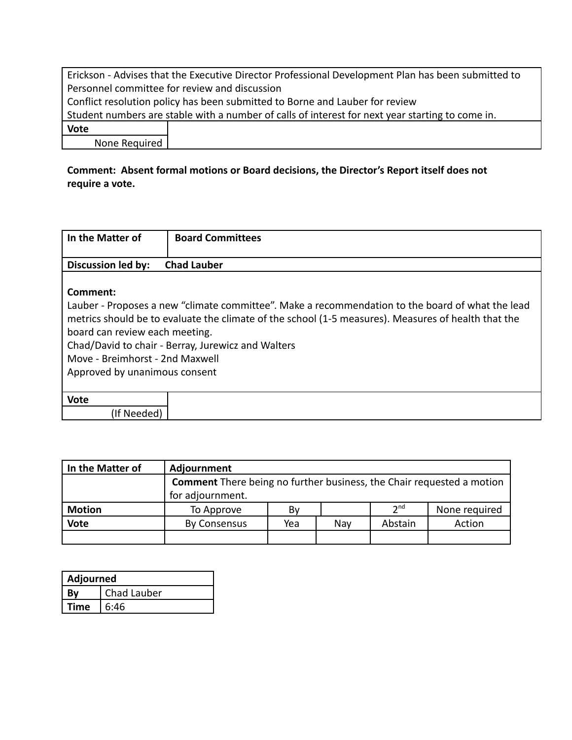| | |
|---|---|
| Erickson - Advises that the Executive Director Professional Development Plan has been submitted to Personnel committee for review and discussion<br>Conflict resolution policy has been submitted to Borne and Lauber for review<br>Student numbers are stable with a number of calls of interest for next year starting to come in. | |
| **Vote** | |
| None Required | |

**Comment: Absent formal motions or Board decisions, the Director's Report itself does not require a vote.**

| | |
|---|---|
| **In the Matter of** | **Board Committees** |
| **Discussion led by:** | **Chad Lauber** |
| **Comment:**<br>Lauber - Proposes a new "climate committee". Make a recommendation to the board of what the lead metrics should be to evaluate the climate of the school (1-5 measures). Measures of health that the board can review each meeting.<br>Chad/David to chair - Berray, Jurewicz and Walters<br>Move - Breimhorst - 2nd Maxwell<br>Approved by unanimous consent | |
| **Vote** | |
| (If Needed) | |

| | | | | | |
|---|---|---|---|---|---|
| **In the Matter of** | **Adjournment** | | | | |
| | **Comment** There being no further business, the Chair requested a motion for adjournment. | | | | |
| **Motion** | To Approve | By | | 2nd | None required |
| **Vote** | By Consensus | Yea | Nay | Abstain | Action |
| | | | | | |

| | |
|---|---|
| **Adjourned** | |
| **By** | Chad Lauber |
| **Time** | 6:46 |